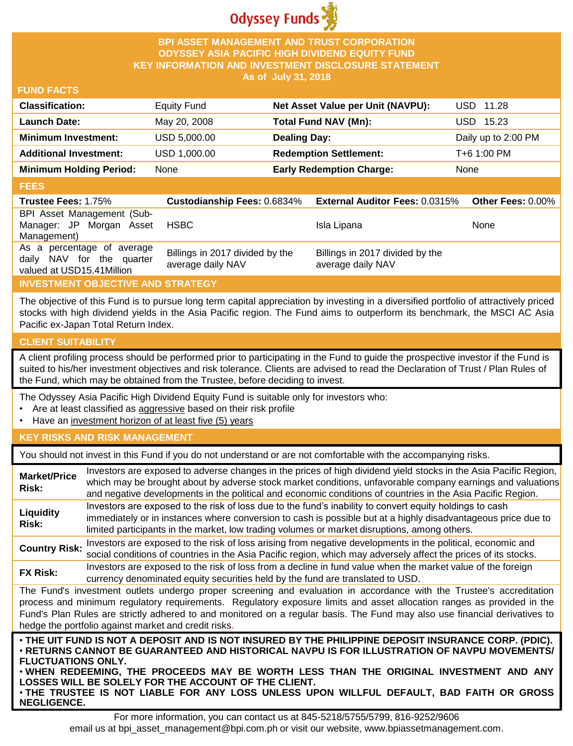Odyssey Funds

# BPI ASSET MANAGEMENT AND TRUST CORPORATION
# ODYSSEY ASIA PACIFIC HIGH DIVIDEND EQUITY FUND
# KEY INFORMATION AND INVESTMENT DISCLOSURE STATEMENT
**As of July 31, 2018**

## FUND FACTS

| | | | |
|---|---|---|---|
| **Classification:** | Equity Fund | **Net Asset Value per Unit (NAVPU):** | USD 11.28 |
| **Launch Date:** | May 20, 2008 | **Total Fund NAV (Mn):** | USD 15.23 |
| **Minimum Investment:** | USD 5,000.00 | **Dealing Day:** | Daily up to 2:00 PM |
| **Additional Investment:** | USD 1,000.00 | **Redemption Settlement:** | T+6 1:00 PM |
| **Minimum Holding Period:** | None | **Early Redemption Charge:** | None |

## FEES

| **Trustee Fees:** 1.75% | **Custodianship Fees:** 0.6834% | **External Auditor Fees:** 0.0315% | **Other Fees:** 0.00% |
|---|---|---|---|
| BPI Asset Management (Sub-Manager: JP Morgan Asset Management) | HSBC | Isla Lipana | None |
| As a percentage of average daily NAV for the quarter valued at USD15.41Million | Billings in 2017 divided by the average daily NAV | Billings in 2017 divided by the average daily NAV | |

## INVESTMENT OBJECTIVE AND STRATEGY

The objective of this Fund is to pursue long term capital appreciation by investing in a diversified portfolio of attractively priced stocks with high dividend yields in the Asia Pacific region. The Fund aims to outperform its benchmark, the MSCI AC Asia Pacific ex-Japan Total Return Index.

## CLIENT SUITABILITY

A client profiling process should be performed prior to participating in the Fund to guide the prospective investor if the Fund is suited to his/her investment objectives and risk tolerance. Clients are advised to read the Declaration of Trust / Plan Rules of the Fund, which may be obtained from the Trustee, before deciding to invest.

The Odyssey Asia Pacific High Dividend Equity Fund is suitable only for investors who:

- Are at least classified as aggressive based on their risk profile
- Have an investment horizon of at least five (5) years

## KEY RISKS AND RISK MANAGEMENT

You should not invest in this Fund if you do not understand or are not comfortable with the accompanying risks.

| | |
|---|---|
| **Market/Price Risk:** | Investors are exposed to adverse changes in the prices of high dividend yield stocks in the Asia Pacific Region, which may be brought about by adverse stock market conditions, unfavorable company earnings and valuations and negative developments in the political and economic conditions of countries in the Asia Pacific Region. |
| **Liquidity Risk:** | Investors are exposed to the risk of loss due to the fund's inability to convert equity holdings to cash immediately or in instances where conversion to cash is possible but at a highly disadvantageous price due to limited participants in the market, low trading volumes or market disruptions, among others. |
| **Country Risk:** | Investors are exposed to the risk of loss arising from negative developments in the political, economic and social conditions of countries in the Asia Pacific region, which may adversely affect the prices of its stocks. |
| **FX Risk:** | Investors are exposed to the risk of loss from a decline in fund value when the market value of the foreign currency denominated equity securities held by the fund are translated to USD. |

The Fund's investment outlets undergo proper screening and evaluation in accordance with the Trustee's accreditation process and minimum regulatory requirements. Regulatory exposure limits and asset allocation ranges as provided in the Fund's Plan Rules are strictly adhered to and monitored on a regular basis. The Fund may also use financial derivatives to hedge the portfolio against market and credit risks.

- **THE UIT FUND IS NOT A DEPOSIT AND IS NOT INSURED BY THE PHILIPPINE DEPOSIT INSURANCE CORP. (PDIC).**
- **RETURNS CANNOT BE GUARANTEED AND HISTORICAL NAVPU IS FOR ILLUSTRATION OF NAVPU MOVEMENTS/ FLUCTUATIONS ONLY.**
- **WHEN REDEEMING, THE PROCEEDS MAY BE WORTH LESS THAN THE ORIGINAL INVESTMENT AND ANY LOSSES WILL BE SOLELY FOR THE ACCOUNT OF THE CLIENT.**
- **THE TRUSTEE IS NOT LIABLE FOR ANY LOSS UNLESS UPON WILLFUL DEFAULT, BAD FAITH OR GROSS NEGLIGENCE.**

For more information, you can contact us at 845-5218/5755/5799, 816-9252/9606
email us at bpi_asset_management@bpi.com.ph or visit our website, www.bpiassetmanagement.com.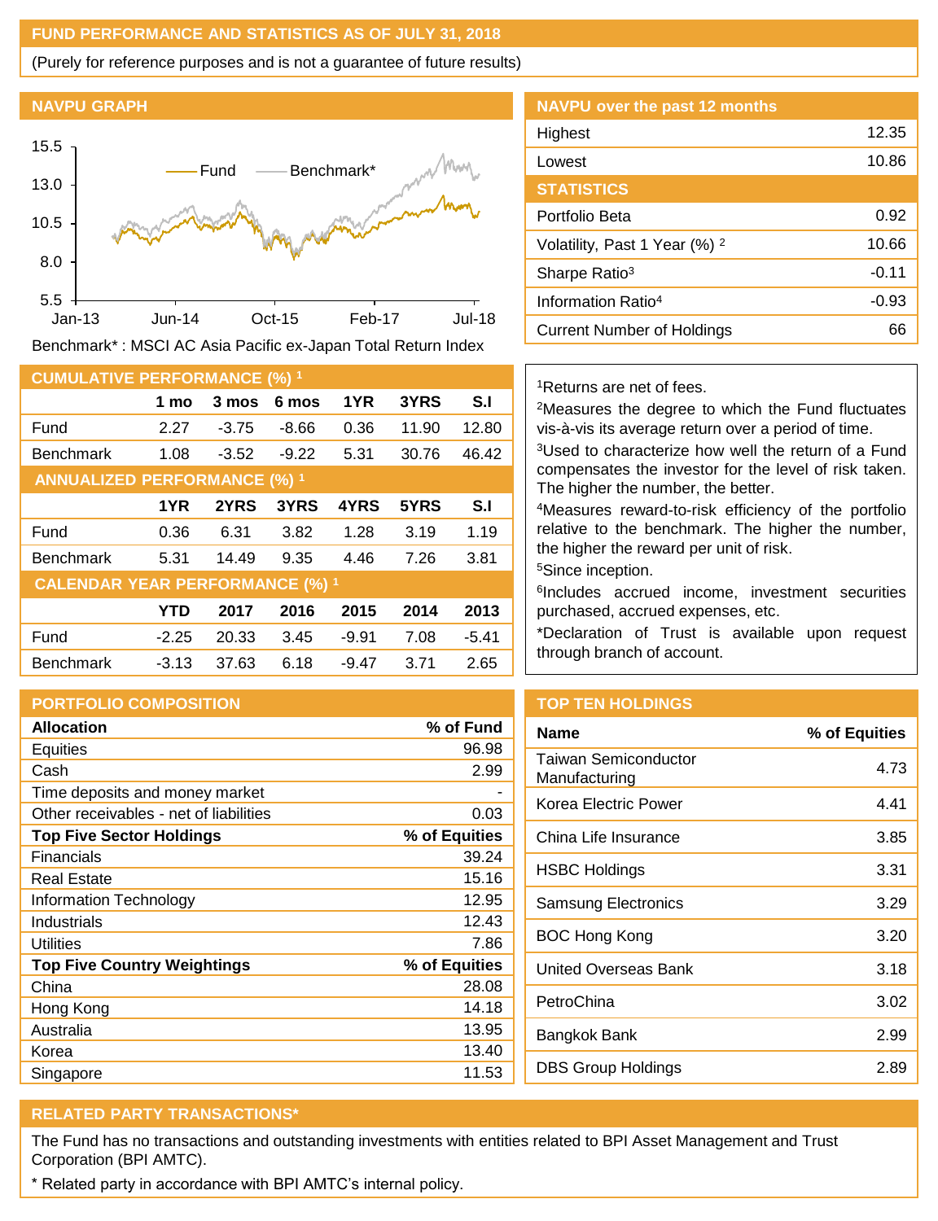## FUND PERFORMANCE AND STATISTICS AS OF JULY 31, 2018

(Purely for reference purposes and is not a guarantee of future results)

### NAVPU GRAPH

Benchmark* : MSCI AC Asia Pacific ex-Japan Total Return Index

### NAVPU over the past 12 months

| | |
|---|---|
| Highest | 12.35 |
| Lowest | 10.86 |

### STATISTICS

| | |
|---|---|
| Portfolio Beta | 0.92 |
| Volatility, Past 1 Year (%) [2] | 10.66 |
| Sharpe Ratio[3] | -0.11 |
| Information Ratio[4] | -0.93 |
| Current Number of Holdings | 66 |

### CUMULATIVE PERFORMANCE (%) [1]

| | 1 mo | 3 mos | 6 mos | 1YR | 3YRS | S.I |
|---|---|---|---|---|---|---|
| Fund | 2.27 | -3.75 | -8.66 | 0.36 | 11.90 | 12.80 |
| Benchmark | 1.08 | -3.52 | -9.22 | 5.31 | 30.76 | 46.42 |

### ANNUALIZED PERFORMANCE (%) [1]

| | 1YR | 2YRS | 3YRS | 4YRS | 5YRS | S.I |
|---|---|---|---|---|---|---|
| Fund | 0.36 | 6.31 | 3.82 | 1.28 | 3.19 | 1.19 |
| Benchmark | 5.31 | 14.49 | 9.35 | 4.46 | 7.26 | 3.81 |

### CALENDAR YEAR PERFORMANCE (%) [1]

| | YTD | 2017 | 2016 | 2015 | 2014 | 2013 |
|---|---|---|---|---|---|---|
| Fund | -2.25 | 20.33 | 3.45 | -9.91 | 7.08 | -5.41 |
| Benchmark | -3.13 | 37.63 | 6.18 | -9.47 | 3.71 | 2.65 |

[1]Returns are net of fees.

[2]Measures the degree to which the Fund fluctuates vis-à-vis its average return over a period of time.

[3]Used to characterize how well the return of a Fund compensates the investor for the level of risk taken. The higher the number, the better.

[4]Measures reward-to-risk efficiency of the portfolio relative to the benchmark. The higher the number, the higher the reward per unit of risk.

[5]Since inception.

[6]Includes accrued income, investment securities purchased, accrued expenses, etc.

*Declaration of Trust is available upon request through branch of account.

### PORTFOLIO COMPOSITION

| Allocation | % of Fund |
|---|---|
| Equities | 96.98 |
| Cash | 2.99 |
| Time deposits and money market | - |
| Other receivables - net of liabilities | 0.03 |
| **Top Five Sector Holdings** | **% of Equities** |
| Financials | 39.24 |
| Real Estate | 15.16 |
| Information Technology | 12.95 |
| Industrials | 12.43 |
| Utilities | 7.86 |
| **Top Five Country Weightings** | **% of Equities** |
| China | 28.08 |
| Hong Kong | 14.18 |
| Australia | 13.95 |
| Korea | 13.40 |
| Singapore | 11.53 |

### TOP TEN HOLDINGS

| Name | % of Equities |
|---|---|
| Taiwan Semiconductor Manufacturing | 4.73 |
| Korea Electric Power | 4.41 |
| China Life Insurance | 3.85 |
| HSBC Holdings | 3.31 |
| Samsung Electronics | 3.29 |
| BOC Hong Kong | 3.20 |
| United Overseas Bank | 3.18 |
| PetroChina | 3.02 |
| Bangkok Bank | 2.99 |
| DBS Group Holdings | 2.89 |

### RELATED PARTY TRANSACTIONS*

The Fund has no transactions and outstanding investments with entities related to BPI Asset Management and Trust Corporation (BPI AMTC).

* Related party in accordance with BPI AMTC's internal policy.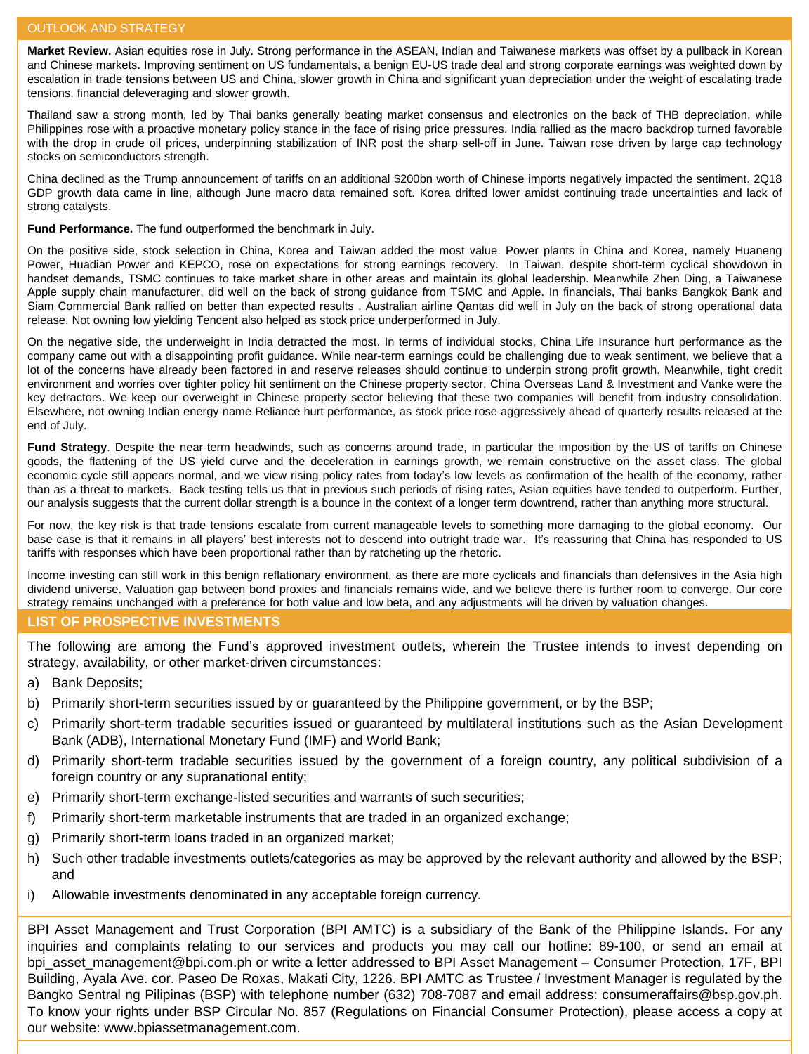## OUTLOOK AND STRATEGY

**Market Review.** Asian equities rose in July. Strong performance in the ASEAN, Indian and Taiwanese markets was offset by a pullback in Korean and Chinese markets. Improving sentiment on US fundamentals, a benign EU-US trade deal and strong corporate earnings was weighted down by escalation in trade tensions between US and China, slower growth in China and significant yuan depreciation under the weight of escalating trade tensions, financial deleveraging and slower growth.

Thailand saw a strong month, led by Thai banks generally beating market consensus and electronics on the back of THB depreciation, while Philippines rose with a proactive monetary policy stance in the face of rising price pressures. India rallied as the macro backdrop turned favorable with the drop in crude oil prices, underpinning stabilization of INR post the sharp sell-off in June. Taiwan rose driven by large cap technology stocks on semiconductors strength.

China declined as the Trump announcement of tariffs on an additional $200bn worth of Chinese imports negatively impacted the sentiment. 2Q18 GDP growth data came in line, although June macro data remained soft. Korea drifted lower amidst continuing trade uncertainties and lack of strong catalysts.

**Fund Performance.** The fund outperformed the benchmark in July.

On the positive side, stock selection in China, Korea and Taiwan added the most value. Power plants in China and Korea, namely Huaneng Power, Huadian Power and KEPCO, rose on expectations for strong earnings recovery. In Taiwan, despite short-term cyclical showdown in handset demands, TSMC continues to take market share in other areas and maintain its global leadership. Meanwhile Zhen Ding, a Taiwanese Apple supply chain manufacturer, did well on the back of strong guidance from TSMC and Apple. In financials, Thai banks Bangkok Bank and Siam Commercial Bank rallied on better than expected results . Australian airline Qantas did well in July on the back of strong operational data release. Not owning low yielding Tencent also helped as stock price underperformed in July.

On the negative side, the underweight in India detracted the most. In terms of individual stocks, China Life Insurance hurt performance as the company came out with a disappointing profit guidance. While near-term earnings could be challenging due to weak sentiment, we believe that a lot of the concerns have already been factored in and reserve releases should continue to underpin strong profit growth. Meanwhile, tight credit environment and worries over tighter policy hit sentiment on the Chinese property sector, China Overseas Land & Investment and Vanke were the key detractors. We keep our overweight in Chinese property sector believing that these two companies will benefit from industry consolidation. Elsewhere, not owning Indian energy name Reliance hurt performance, as stock price rose aggressively ahead of quarterly results released at the end of July.

**Fund Strategy**. Despite the near-term headwinds, such as concerns around trade, in particular the imposition by the US of tariffs on Chinese goods, the flattening of the US yield curve and the deceleration in earnings growth, we remain constructive on the asset class. The global economic cycle still appears normal, and we view rising policy rates from today's low levels as confirmation of the health of the economy, rather than as a threat to markets. Back testing tells us that in previous such periods of rising rates, Asian equities have tended to outperform. Further, our analysis suggests that the current dollar strength is a bounce in the context of a longer term downtrend, rather than anything more structural.

For now, the key risk is that trade tensions escalate from current manageable levels to something more damaging to the global economy. Our base case is that it remains in all players' best interests not to descend into outright trade war. It's reassuring that China has responded to US tariffs with responses which have been proportional rather than by ratcheting up the rhetoric.

Income investing can still work in this benign reflationary environment, as there are more cyclicals and financials than defensives in the Asia high dividend universe. Valuation gap between bond proxies and financials remains wide, and we believe there is further room to converge. Our core strategy remains unchanged with a preference for both value and low beta, and any adjustments will be driven by valuation changes.

## LIST OF PROSPECTIVE INVESTMENTS

The following are among the Fund's approved investment outlets, wherein the Trustee intends to invest depending on strategy, availability, or other market-driven circumstances:

a) Bank Deposits;
b) Primarily short-term securities issued by or guaranteed by the Philippine government, or by the BSP;
c) Primarily short-term tradable securities issued or guaranteed by multilateral institutions such as the Asian Development Bank (ADB), International Monetary Fund (IMF) and World Bank;
d) Primarily short-term tradable securities issued by the government of a foreign country, any political subdivision of a foreign country or any supranational entity;
e) Primarily short-term exchange-listed securities and warrants of such securities;
f) Primarily short-term marketable instruments that are traded in an organized exchange;
g) Primarily short-term loans traded in an organized market;
h) Such other tradable investments outlets/categories as may be approved by the relevant authority and allowed by the BSP; and
i) Allowable investments denominated in any acceptable foreign currency.

BPI Asset Management and Trust Corporation (BPI AMTC) is a subsidiary of the Bank of the Philippine Islands. For any inquiries and complaints relating to our services and products you may call our hotline: 89-100, or send an email at bpi_asset_management@bpi.com.ph or write a letter addressed to BPI Asset Management – Consumer Protection, 17F, BPI Building, Ayala Ave. cor. Paseo De Roxas, Makati City, 1226. BPI AMTC as Trustee / Investment Manager is regulated by the Bangko Sentral ng Pilipinas (BSP) with telephone number (632) 708-7087 and email address: consumeraffairs@bsp.gov.ph. To know your rights under BSP Circular No. 857 (Regulations on Financial Consumer Protection), please access a copy at our website: www.bpiassetmanagement.com.